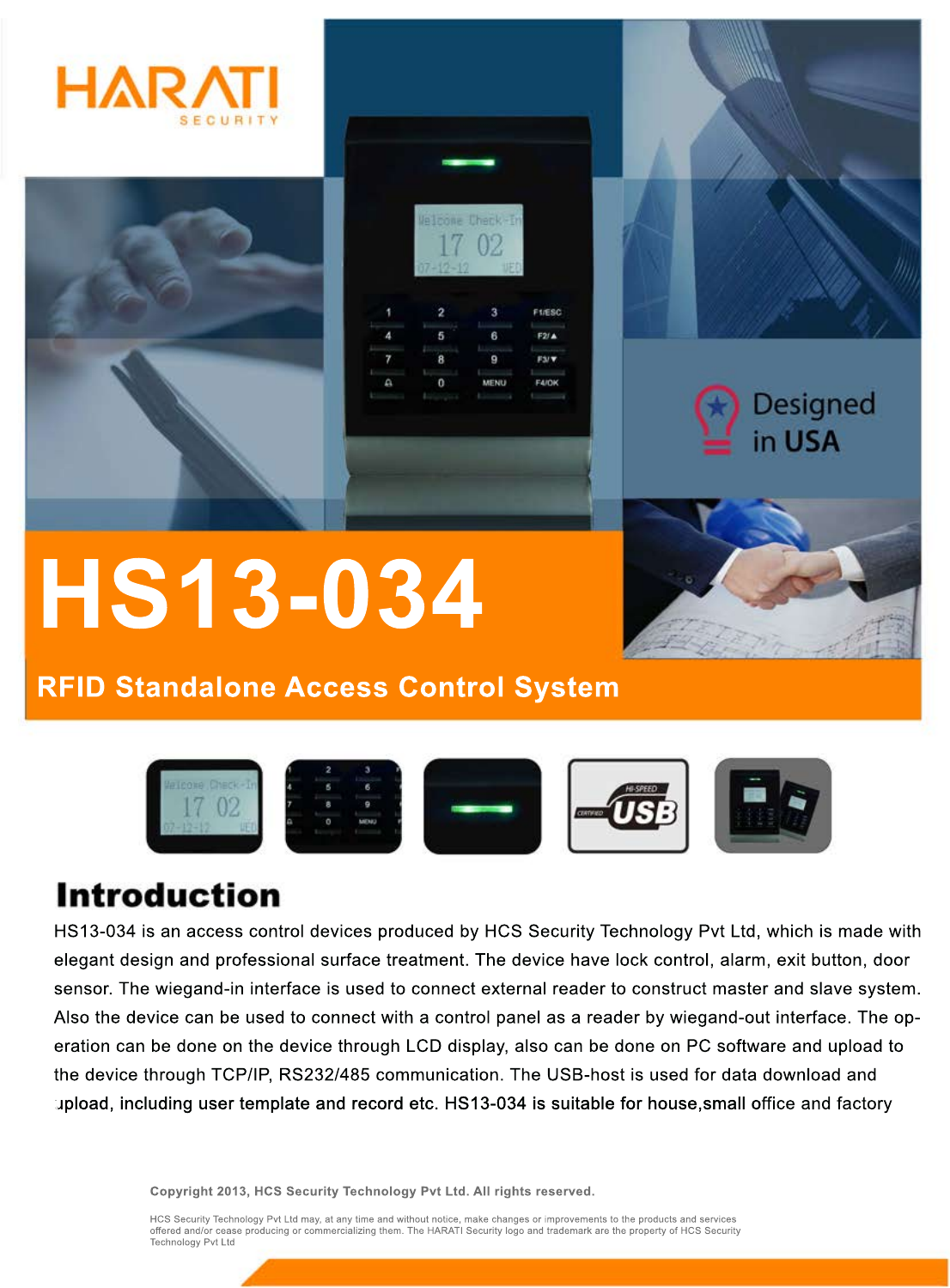HARATI
SECURITY

Designed in USA

# HS13-034

## RFID Standalone Access Control System

## Introduction

HS13-034 is an access control devices produced by HCS Security Technology Pvt Ltd, which is made with elegant design and professional surface treatment. The device have lock control, alarm, exit button, door sensor. The wiegand-in interface is used to connect external reader to construct master and slave system. Also the device can be used to connect with a control panel as a reader by wiegand-out interface. The operation can be done on the device through LCD display, also can be done on PC software and upload to the device through TCP/IP, RS232/485 communication. The USB-host is used for data download and upload, including user template and record etc. HS13-034 is suitable for house,small office and factory

**Copyright 2013, HCS Security Technology Pvt Ltd. All rights reserved.**

HCS Security Technology Pvt Ltd may, at any time and without notice, make changes or improvements to the products and services offered and/or cease producing or commercializing them. The HARATI Security logo and trademark are the property of HCS Security Technology Pvt Ltd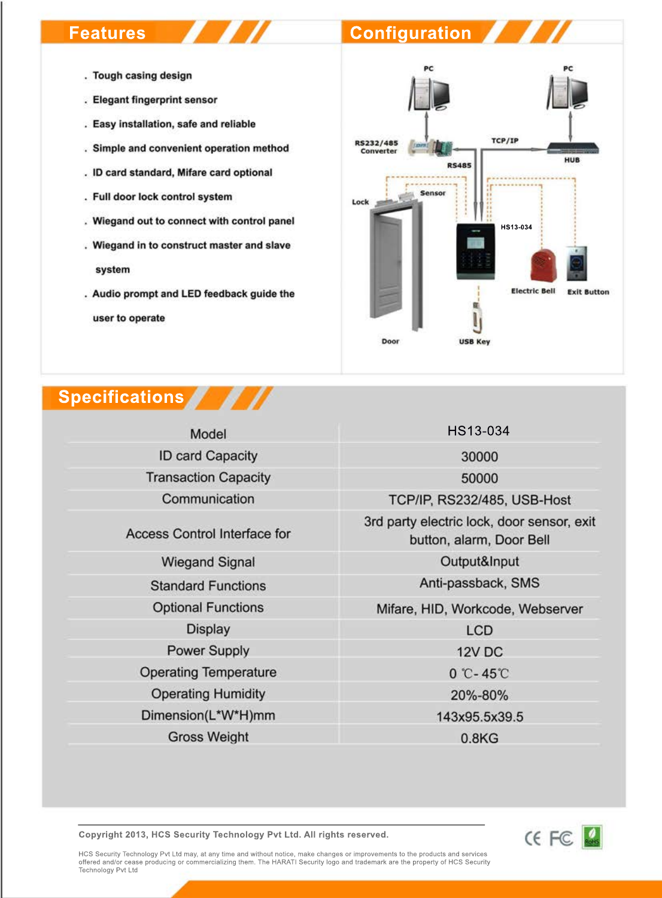## Features

- Tough casing design
- Elegant fingerprint sensor
- Easy installation, safe and reliable
- Simple and convenient operation method
- ID card standard, Mifare card optional
- Full door lock control system
- Wiegand out to connect with control panel
- Wiegand in to construct master and slave system
- Audio prompt and LED feedback guide the user to operate

## Configuration

PC

PC

RS232/485 Converter

TCP/IP

HUB

RS485

Lock

Sensor

HS13-034

Electric Bell

Exit Button

Door

USB Key

## Specifications

| | |
|---|---|
| Model | HS13-034 |
| ID card Capacity | 30000 |
| Transaction Capacity | 50000 |
| Communication | TCP/IP, RS232/485, USB-Host |
| Access Control Interface for | 3rd party electric lock, door sensor, exit button, alarm, Door Bell |
| Wiegand Signal | Output&Input |
| Standard Functions | Anti-passback, SMS |
| Optional Functions | Mifare, HID, Workcode, Webserver |
| Display | LCD |
| Power Supply | 12V DC |
| Operating Temperature | 0 ℃- 45℃ |
| Operating Humidity | 20%-80% |
| Dimension(L*W*H)mm | 143x95.5x39.5 |
| Gross Weight | 0.8KG |

**Copyright 2013, HCS Security Technology Pvt Ltd. All rights reserved.**

HCS Security Technology Pvt Ltd may, at any time and without notice, make changes or improvements to the products and services offered and/or cease producing or commercializing them. The HARATI Security logo and trademark are the property of HCS Security Technology Pvt Ltd